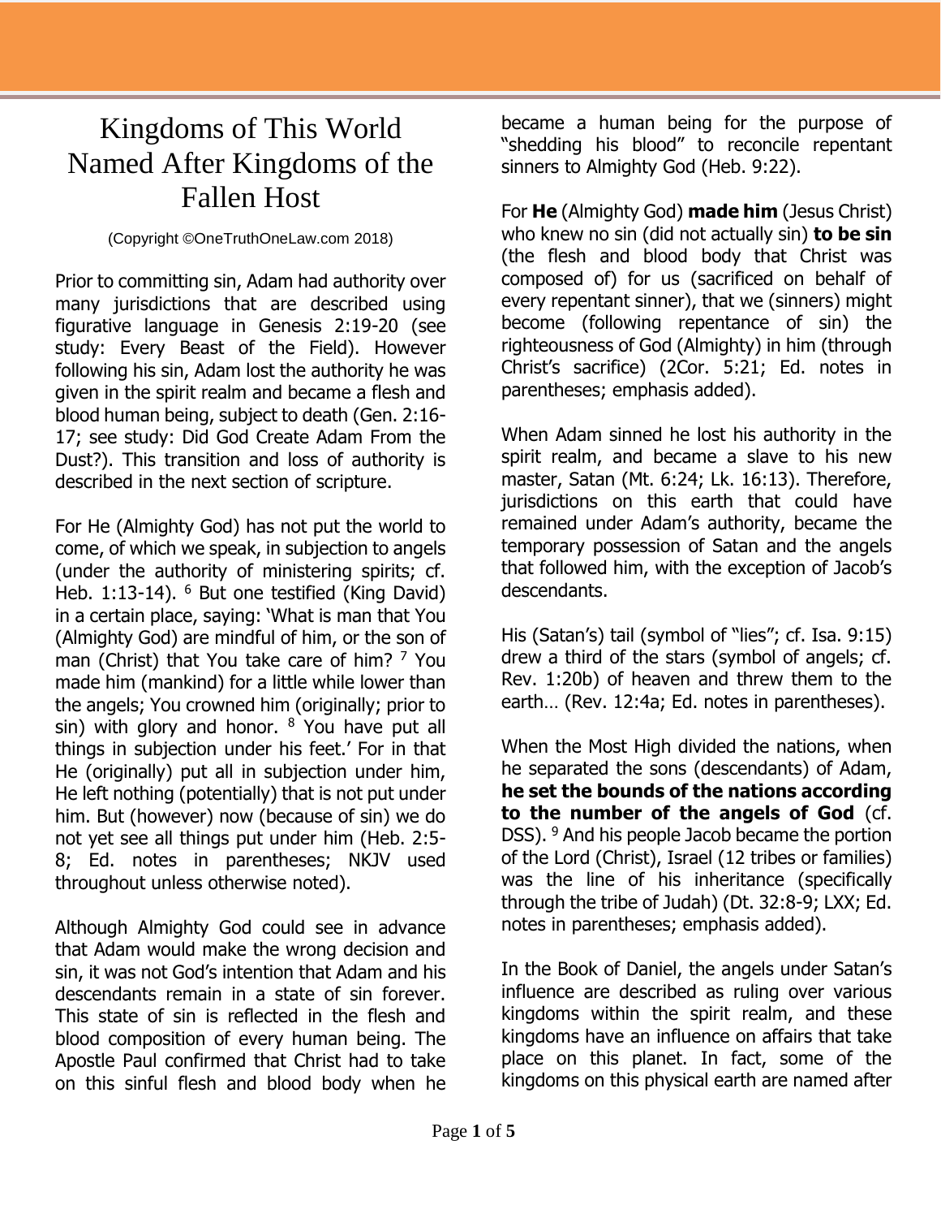# Kingdoms of This World Named After Kingdoms of the Fallen Host

(Copyright ©OneTruthOneLaw.com 2018)

Prior to committing sin, Adam had authority over many jurisdictions that are described using figurative language in Genesis 2:19-20 (see study: Every Beast of the Field). However following his sin, Adam lost the authority he was given in the spirit realm and became a flesh and blood human being, subject to death (Gen. 2:16-17; see study: Did God Create Adam From the Dust?). This transition and loss of authority is described in the next section of scripture.

For He (Almighty God) has not put the world to come, of which we speak, in subjection to angels (under the authority of ministering spirits; cf. Heb. 1:13-14). [6] But one testified (King David) in a certain place, saying: 'What is man that You (Almighty God) are mindful of him, or the son of man (Christ) that You take care of him? [7] You made him (mankind) for a little while lower than the angels; You crowned him (originally; prior to sin) with glory and honor. [8] You have put all things in subjection under his feet.' For in that He (originally) put all in subjection under him, He left nothing (potentially) that is not put under him. But (however) now (because of sin) we do not yet see all things put under him (Heb. 2:5-8; Ed. notes in parentheses; NKJV used throughout unless otherwise noted).

Although Almighty God could see in advance that Adam would make the wrong decision and sin, it was not God's intention that Adam and his descendants remain in a state of sin forever. This state of sin is reflected in the flesh and blood composition of every human being. The Apostle Paul confirmed that Christ had to take on this sinful flesh and blood body when he became a human being for the purpose of "shedding his blood" to reconcile repentant sinners to Almighty God (Heb. 9:22).

For **He** (Almighty God) **made him** (Jesus Christ) who knew no sin (did not actually sin) **to be sin** (the flesh and blood body that Christ was composed of) for us (sacrificed on behalf of every repentant sinner), that we (sinners) might become (following repentance of sin) the righteousness of God (Almighty) in him (through Christ's sacrifice) (2Cor. 5:21; Ed. notes in parentheses; emphasis added).

When Adam sinned he lost his authority in the spirit realm, and became a slave to his new master, Satan (Mt. 6:24; Lk. 16:13). Therefore, jurisdictions on this earth that could have remained under Adam's authority, became the temporary possession of Satan and the angels that followed him, with the exception of Jacob's descendants.

His (Satan's) tail (symbol of "lies"; cf. Isa. 9:15) drew a third of the stars (symbol of angels; cf. Rev. 1:20b) of heaven and threw them to the earth… (Rev. 12:4a; Ed. notes in parentheses).

When the Most High divided the nations, when he separated the sons (descendants) of Adam, **he set the bounds of the nations according to the number of the angels of God** (cf. DSS). [9] And his people Jacob became the portion of the Lord (Christ), Israel (12 tribes or families) was the line of his inheritance (specifically through the tribe of Judah) (Dt. 32:8-9; LXX; Ed. notes in parentheses; emphasis added).

In the Book of Daniel, the angels under Satan's influence are described as ruling over various kingdoms within the spirit realm, and these kingdoms have an influence on affairs that take place on this planet. In fact, some of the kingdoms on this physical earth are named after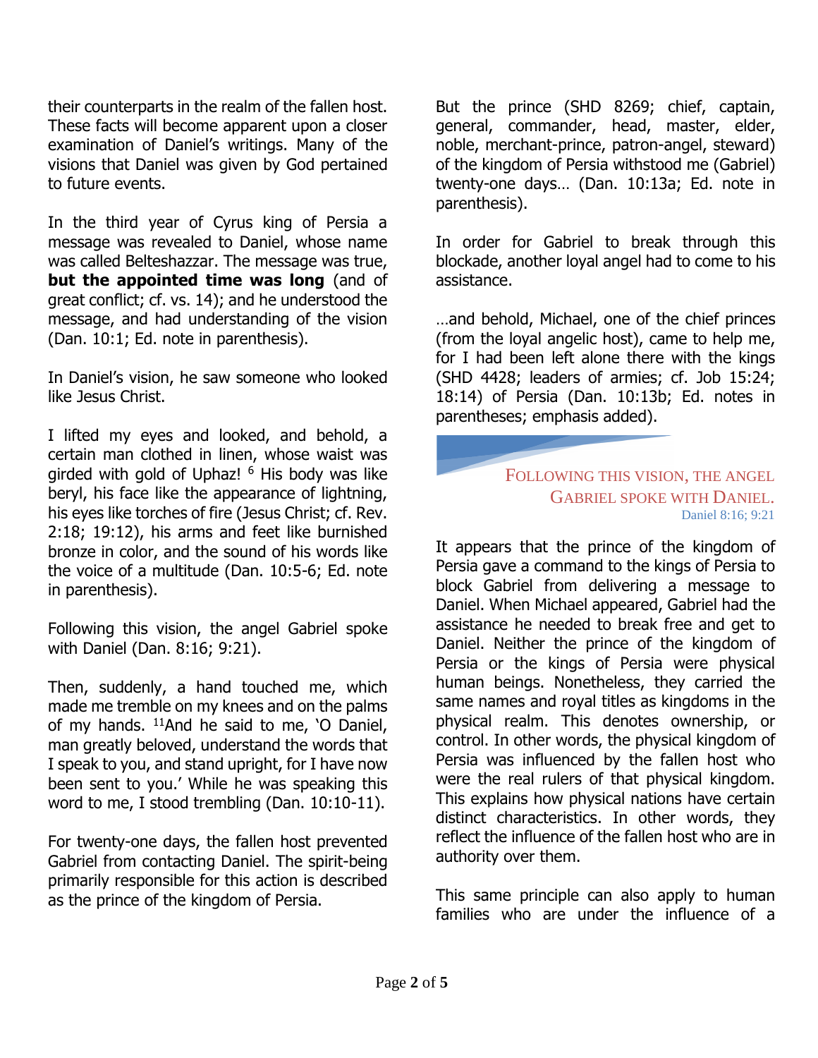their counterparts in the realm of the fallen host. These facts will become apparent upon a closer examination of Daniel's writings. Many of the visions that Daniel was given by God pertained to future events.

In the third year of Cyrus king of Persia a message was revealed to Daniel, whose name was called Belteshazzar. The message was true, **but the appointed time was long** (and of great conflict; cf. vs. 14); and he understood the message, and had understanding of the vision (Dan. 10:1; Ed. note in parenthesis).

In Daniel's vision, he saw someone who looked like Jesus Christ.

I lifted my eyes and looked, and behold, a certain man clothed in linen, whose waist was girded with gold of Uphaz! [6] His body was like beryl, his face like the appearance of lightning, his eyes like torches of fire (Jesus Christ; cf. Rev. 2:18; 19:12), his arms and feet like burnished bronze in color, and the sound of his words like the voice of a multitude (Dan. 10:5-6; Ed. note in parenthesis).

Following this vision, the angel Gabriel spoke with Daniel (Dan. 8:16; 9:21).

Then, suddenly, a hand touched me, which made me tremble on my knees and on the palms of my hands. [11]And he said to me, 'O Daniel, man greatly beloved, understand the words that I speak to you, and stand upright, for I have now been sent to you.' While he was speaking this word to me, I stood trembling (Dan. 10:10-11).

For twenty-one days, the fallen host prevented Gabriel from contacting Daniel. The spirit-being primarily responsible for this action is described as the prince of the kingdom of Persia.

But the prince (SHD 8269; chief, captain, general, commander, head, master, elder, noble, merchant-prince, patron-angel, steward) of the kingdom of Persia withstood me (Gabriel) twenty-one days… (Dan. 10:13a; Ed. note in parenthesis).

In order for Gabriel to break through this blockade, another loyal angel had to come to his assistance.

…and behold, Michael, one of the chief princes (from the loyal angelic host), came to help me, for I had been left alone there with the kings (SHD 4428; leaders of armies; cf. Job 15:24; 18:14) of Persia (Dan. 10:13b; Ed. notes in parentheses; emphasis added).

> FOLLOWING THIS VISION, THE ANGEL GABRIEL SPOKE WITH DANIEL.
> Daniel 8:16; 9:21

It appears that the prince of the kingdom of Persia gave a command to the kings of Persia to block Gabriel from delivering a message to Daniel. When Michael appeared, Gabriel had the assistance he needed to break free and get to Daniel. Neither the prince of the kingdom of Persia or the kings of Persia were physical human beings. Nonetheless, they carried the same names and royal titles as kingdoms in the physical realm. This denotes ownership, or control. In other words, the physical kingdom of Persia was influenced by the fallen host who were the real rulers of that physical kingdom. This explains how physical nations have certain distinct characteristics. In other words, they reflect the influence of the fallen host who are in authority over them.

This same principle can also apply to human families who are under the influence of a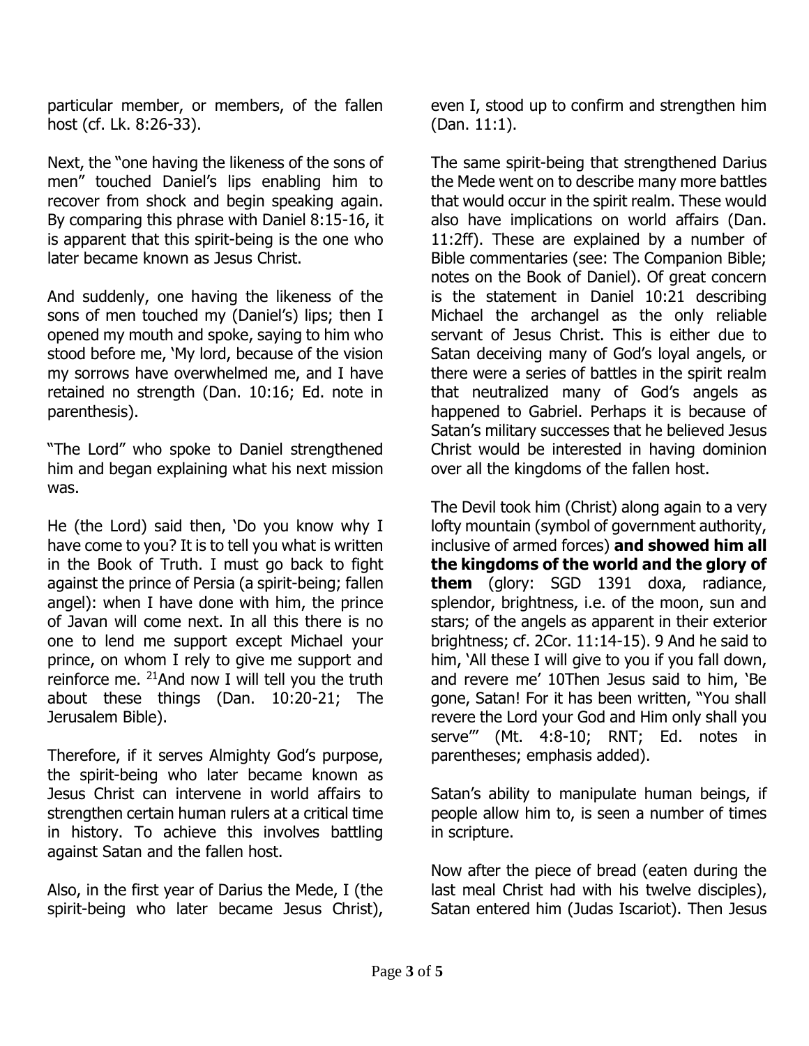particular member, or members, of the fallen host (cf. Lk. 8:26-33).

Next, the "one having the likeness of the sons of men" touched Daniel's lips enabling him to recover from shock and begin speaking again. By comparing this phrase with Daniel 8:15-16, it is apparent that this spirit-being is the one who later became known as Jesus Christ.

And suddenly, one having the likeness of the sons of men touched my (Daniel's) lips; then I opened my mouth and spoke, saying to him who stood before me, 'My lord, because of the vision my sorrows have overwhelmed me, and I have retained no strength (Dan. 10:16; Ed. note in parenthesis).

"The Lord" who spoke to Daniel strengthened him and began explaining what his next mission was.

He (the Lord) said then, 'Do you know why I have come to you? It is to tell you what is written in the Book of Truth. I must go back to fight against the prince of Persia (a spirit-being; fallen angel): when I have done with him, the prince of Javan will come next. In all this there is no one to lend me support except Michael your prince, on whom I rely to give me support and reinforce me. [21]And now I will tell you the truth about these things (Dan. 10:20-21; The Jerusalem Bible).

Therefore, if it serves Almighty God's purpose, the spirit-being who later became known as Jesus Christ can intervene in world affairs to strengthen certain human rulers at a critical time in history. To achieve this involves battling against Satan and the fallen host.

Also, in the first year of Darius the Mede, I (the spirit-being who later became Jesus Christ), even I, stood up to confirm and strengthen him (Dan. 11:1).

The same spirit-being that strengthened Darius the Mede went on to describe many more battles that would occur in the spirit realm. These would also have implications on world affairs (Dan. 11:2ff). These are explained by a number of Bible commentaries (see: The Companion Bible; notes on the Book of Daniel). Of great concern is the statement in Daniel 10:21 describing Michael the archangel as the only reliable servant of Jesus Christ. This is either due to Satan deceiving many of God's loyal angels, or there were a series of battles in the spirit realm that neutralized many of God's angels as happened to Gabriel. Perhaps it is because of Satan's military successes that he believed Jesus Christ would be interested in having dominion over all the kingdoms of the fallen host.

The Devil took him (Christ) along again to a very lofty mountain (symbol of government authority, inclusive of armed forces) **and showed him all the kingdoms of the world and the glory of them** (glory: SGD 1391 doxa, radiance, splendor, brightness, i.e. of the moon, sun and stars; of the angels as apparent in their exterior brightness; cf. 2Cor. 11:14-15). 9 And he said to him, 'All these I will give to you if you fall down, and revere me' 10Then Jesus said to him, 'Be gone, Satan! For it has been written, "You shall revere the Lord your God and Him only shall you serve"' (Mt. 4:8-10; RNT; Ed. notes in parentheses; emphasis added).

Satan's ability to manipulate human beings, if people allow him to, is seen a number of times in scripture.

Now after the piece of bread (eaten during the last meal Christ had with his twelve disciples), Satan entered him (Judas Iscariot). Then Jesus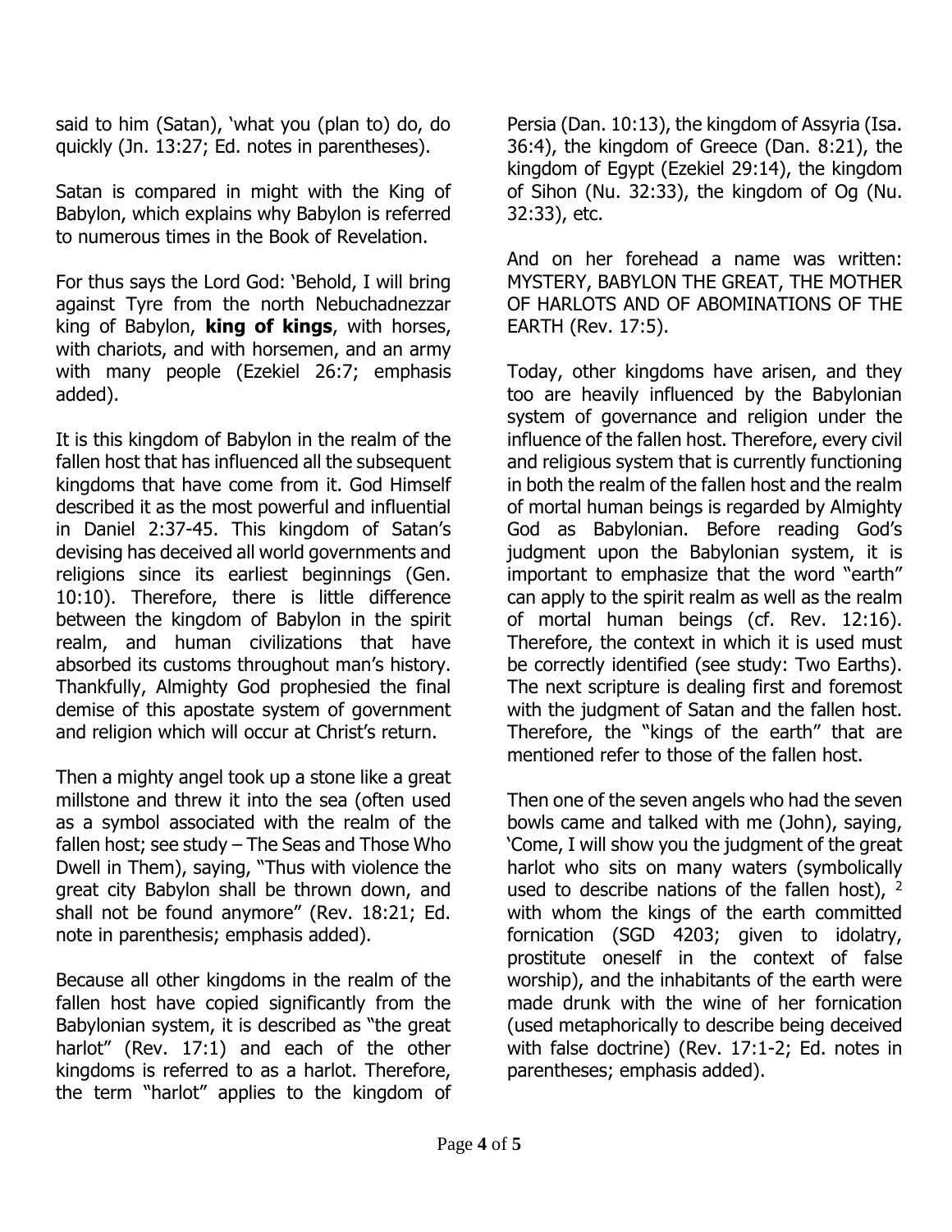said to him (Satan), 'what you (plan to) do, do quickly (Jn. 13:27; Ed. notes in parentheses).

Satan is compared in might with the King of Babylon, which explains why Babylon is referred to numerous times in the Book of Revelation.

For thus says the Lord God: 'Behold, I will bring against Tyre from the north Nebuchadnezzar king of Babylon, **king of kings**, with horses, with chariots, and with horsemen, and an army with many people (Ezekiel 26:7; emphasis added).

It is this kingdom of Babylon in the realm of the fallen host that has influenced all the subsequent kingdoms that have come from it. God Himself described it as the most powerful and influential in Daniel 2:37-45. This kingdom of Satan's devising has deceived all world governments and religions since its earliest beginnings (Gen. 10:10). Therefore, there is little difference between the kingdom of Babylon in the spirit realm, and human civilizations that have absorbed its customs throughout man's history. Thankfully, Almighty God prophesied the final demise of this apostate system of government and religion which will occur at Christ's return.

Then a mighty angel took up a stone like a great millstone and threw it into the sea (often used as a symbol associated with the realm of the fallen host; see study – The Seas and Those Who Dwell in Them), saying, "Thus with violence the great city Babylon shall be thrown down, and shall not be found anymore" (Rev. 18:21; Ed. note in parenthesis; emphasis added).

Because all other kingdoms in the realm of the fallen host have copied significantly from the Babylonian system, it is described as "the great harlot" (Rev. 17:1) and each of the other kingdoms is referred to as a harlot. Therefore, the term "harlot" applies to the kingdom of Persia (Dan. 10:13), the kingdom of Assyria (Isa. 36:4), the kingdom of Greece (Dan. 8:21), the kingdom of Egypt (Ezekiel 29:14), the kingdom of Sihon (Nu. 32:33), the kingdom of Og (Nu. 32:33), etc.

And on her forehead a name was written: MYSTERY, BABYLON THE GREAT, THE MOTHER OF HARLOTS AND OF ABOMINATIONS OF THE EARTH (Rev. 17:5).

Today, other kingdoms have arisen, and they too are heavily influenced by the Babylonian system of governance and religion under the influence of the fallen host. Therefore, every civil and religious system that is currently functioning in both the realm of the fallen host and the realm of mortal human beings is regarded by Almighty God as Babylonian. Before reading God's judgment upon the Babylonian system, it is important to emphasize that the word "earth" can apply to the spirit realm as well as the realm of mortal human beings (cf. Rev. 12:16). Therefore, the context in which it is used must be correctly identified (see study: Two Earths). The next scripture is dealing first and foremost with the judgment of Satan and the fallen host. Therefore, the "kings of the earth" that are mentioned refer to those of the fallen host.

Then one of the seven angels who had the seven bowls came and talked with me (John), saying, 'Come, I will show you the judgment of the great harlot who sits on many waters (symbolically used to describe nations of the fallen host), [2] with whom the kings of the earth committed fornication (SGD 4203; given to idolatry, prostitute oneself in the context of false worship), and the inhabitants of the earth were made drunk with the wine of her fornication (used metaphorically to describe being deceived with false doctrine) (Rev. 17:1-2; Ed. notes in parentheses; emphasis added).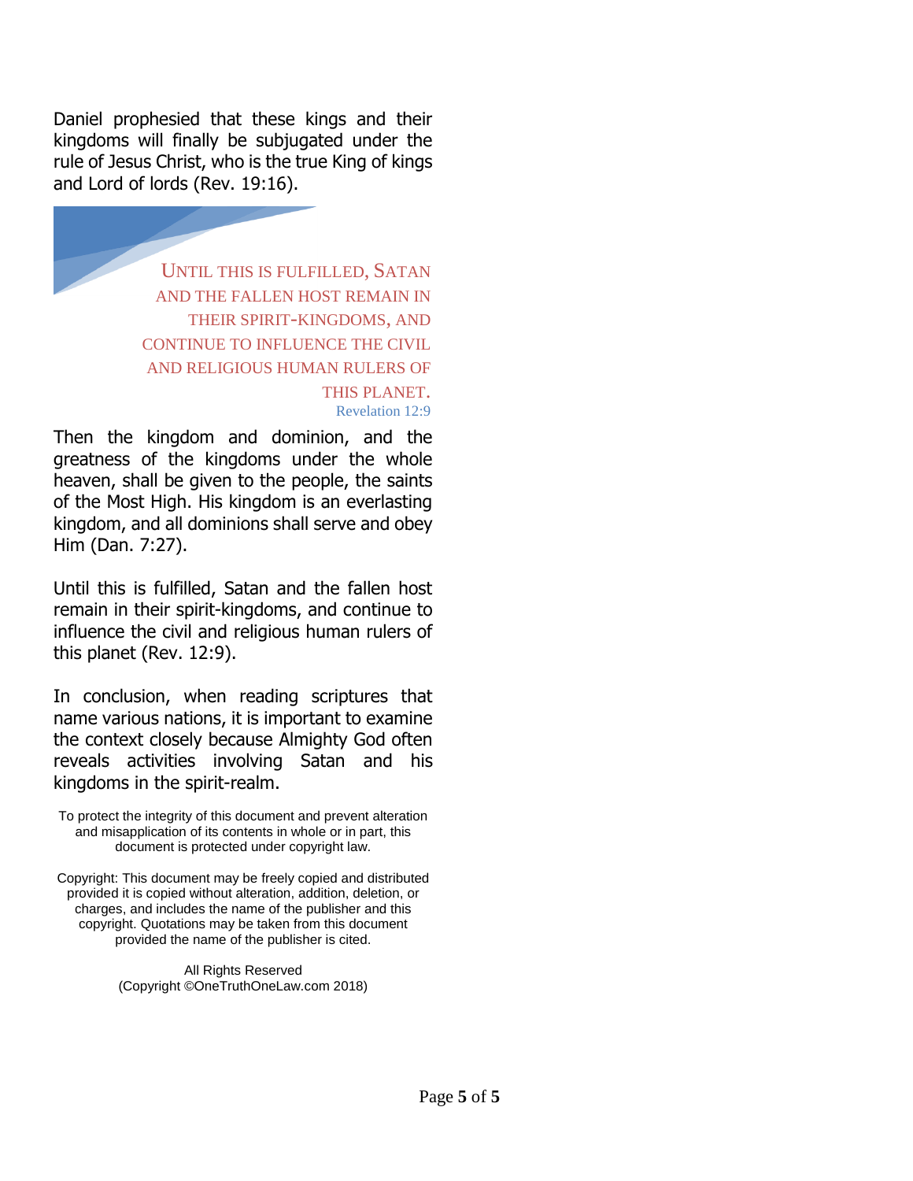Daniel prophesied that these kings and their kingdoms will finally be subjugated under the rule of Jesus Christ, who is the true King of kings and Lord of lords (Rev. 19:16).

> UNTIL THIS IS FULFILLED, SATAN AND THE FALLEN HOST REMAIN IN THEIR SPIRIT-KINGDOMS, AND CONTINUE TO INFLUENCE THE CIVIL AND RELIGIOUS HUMAN RULERS OF THIS PLANET.
> Revelation 12:9

Then the kingdom and dominion, and the greatness of the kingdoms under the whole heaven, shall be given to the people, the saints of the Most High. His kingdom is an everlasting kingdom, and all dominions shall serve and obey Him (Dan. 7:27).

Until this is fulfilled, Satan and the fallen host remain in their spirit-kingdoms, and continue to influence the civil and religious human rulers of this planet (Rev. 12:9).

In conclusion, when reading scriptures that name various nations, it is important to examine the context closely because Almighty God often reveals activities involving Satan and his kingdoms in the spirit-realm.

To protect the integrity of this document and prevent alteration and misapplication of its contents in whole or in part, this document is protected under copyright law.

Copyright: This document may be freely copied and distributed provided it is copied without alteration, addition, deletion, or charges, and includes the name of the publisher and this copyright. Quotations may be taken from this document provided the name of the publisher is cited.

All Rights Reserved
(Copyright ©OneTruthOneLaw.com 2018)